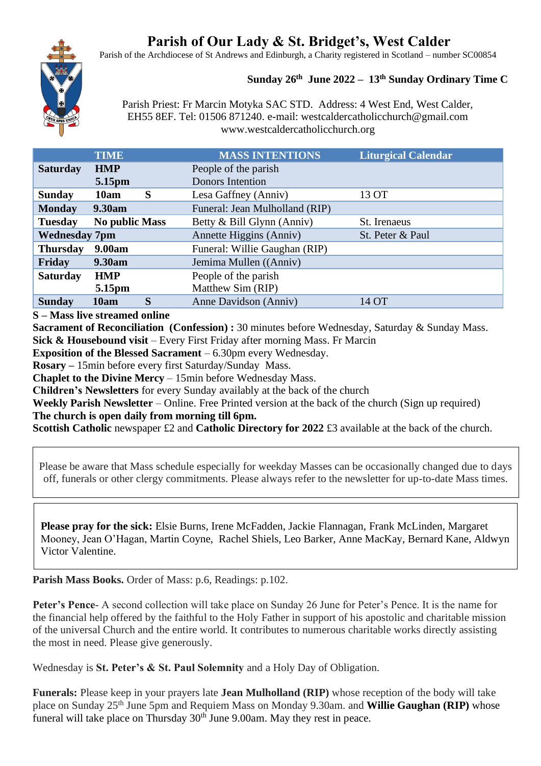# Parish of Our Lady & St. Bridget's, West Calder

Parish of the Archdiocese of St Andrews and Edinburgh, a Charity registered in Scotland – number SC00854

**Sunday 26th June 2022 – 13th Sunday Ordinary Time C**

Parish Priest: Fr Marcin Motyka SAC STD. Address: 4 West End, West Calder, EH55 8EF. Tel: 01506 871240. e-mail: westcaldercatholicchurch@gmail.com www.westcaldercatholicchurch.org

| | TIME | | MASS INTENTIONS | Liturgical Calendar |
|---|---|---|---|---|
| **Saturday** | **HMP**<br>**5.15pm** | | People of the parish<br>Donors Intention | |
| **Sunday** | **10am** | **S** | Lesa Gaffney (Anniv) | 13 OT |
| **Monday** | **9.30am** | | Funeral: Jean Mulholland (RIP) | |
| **Tuesday** | **No public Mass** | | Betty & Bill Glynn (Anniv) | St. Irenaeus |
| **Wednesday** | **7pm** | | Annette Higgins (Anniv) | St. Peter & Paul |
| **Thursday** | **9.00am** | | Funeral: Willie Gaughan (RIP) | |
| **Friday** | **9.30am** | | Jemima Mullen ((Anniv) | |
| **Saturday** | **HMP**<br>**5.15pm** | | People of the parish<br>Matthew Sim (RIP) | |
| **Sunday** | **10am** | **S** | Anne Davidson (Anniv) | 14 OT |

**S – Mass live streamed online**
**Sacrament of Reconciliation (Confession) :** 30 minutes before Wednesday, Saturday & Sunday Mass.
**Sick & Housebound visit** – Every First Friday after morning Mass. Fr Marcin
**Exposition of the Blessed Sacrament** – 6.30pm every Wednesday.
**Rosary –** 15min before every first Saturday/Sunday Mass.
**Chaplet to the Divine Mercy** – 15min before Wednesday Mass.
**Children's Newsletters** for every Sunday availably at the back of the church
**Weekly Parish Newsletter** – Online. Free Printed version at the back of the church (Sign up required)
**The church is open daily from morning till 6pm.**
**Scottish Catholic** newspaper £2 and **Catholic Directory for 2022** £3 available at the back of the church.

Please be aware that Mass schedule especially for weekday Masses can be occasionally changed due to days off, funerals or other clergy commitments. Please always refer to the newsletter for up-to-date Mass times.

**Please pray for the sick:** Elsie Burns, Irene McFadden, Jackie Flannagan, Frank McLinden, Margaret Mooney, Jean O'Hagan, Martin Coyne, Rachel Shiels, Leo Barker, Anne MacKay, Bernard Kane, Aldwyn Victor Valentine.

**Parish Mass Books.** Order of Mass: p.6, Readings: p.102.

**Peter's Pence**- A second collection will take place on Sunday 26 June for Peter's Pence. It is the name for the financial help offered by the faithful to the Holy Father in support of his apostolic and charitable mission of the universal Church and the entire world. It contributes to numerous charitable works directly assisting the most in need. Please give generously.

Wednesday is **St. Peter's & St. Paul Solemnity** and a Holy Day of Obligation.

**Funerals:** Please keep in your prayers late **Jean Mulholland (RIP)** whose reception of the body will take place on Sunday 25th June 5pm and Requiem Mass on Monday 9.30am. and **Willie Gaughan (RIP)** whose funeral will take place on Thursday 30th June 9.00am. May they rest in peace.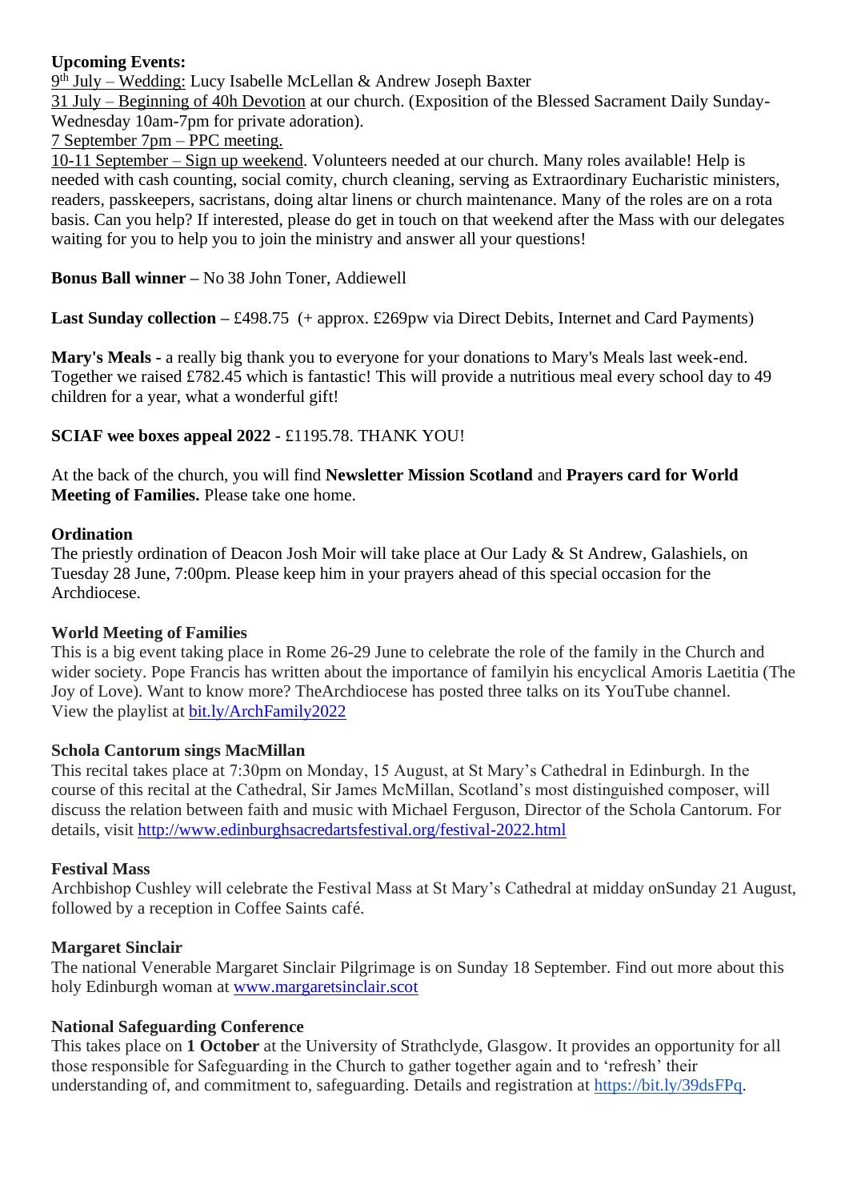**Upcoming Events:**

9th July – Wedding: Lucy Isabelle McLellan & Andrew Joseph Baxter

31 July – Beginning of 40h Devotion at our church. (Exposition of the Blessed Sacrament Daily Sunday-Wednesday 10am-7pm for private adoration).

7 September 7pm – PPC meeting.

10-11 September – Sign up weekend. Volunteers needed at our church. Many roles available! Help is needed with cash counting, social comity, church cleaning, serving as Extraordinary Eucharistic ministers, readers, passkeepers, sacristans, doing altar linens or church maintenance. Many of the roles are on a rota basis. Can you help? If interested, please do get in touch on that weekend after the Mass with our delegates waiting for you to help you to join the ministry and answer all your questions!

**Bonus Ball winner –** No 38 John Toner, Addiewell

**Last Sunday collection –** £498.75 (+ approx. £269pw via Direct Debits, Internet and Card Payments)

**Mary's Meals -** a really big thank you to everyone for your donations to Mary's Meals last week-end. Together we raised £782.45 which is fantastic! This will provide a nutritious meal every school day to 49 children for a year, what a wonderful gift!

**SCIAF wee boxes appeal 2022** - £1195.78. THANK YOU!

At the back of the church, you will find **Newsletter Mission Scotland** and **Prayers card for World Meeting of Families.** Please take one home.

**Ordination**

The priestly ordination of Deacon Josh Moir will take place at Our Lady & St Andrew, Galashiels, on Tuesday 28 June, 7:00pm. Please keep him in your prayers ahead of this special occasion for the Archdiocese.

**World Meeting of Families**

This is a big event taking place in Rome 26-29 June to celebrate the role of the family in the Church and wider society. Pope Francis has written about the importance of familyin his encyclical Amoris Laetitia (The Joy of Love). Want to know more? TheArchdiocese has posted three talks on its YouTube channel. View the playlist at bit.ly/ArchFamily2022

**Schola Cantorum sings MacMillan**

This recital takes place at 7:30pm on Monday, 15 August, at St Mary's Cathedral in Edinburgh. In the course of this recital at the Cathedral, Sir James McMillan, Scotland's most distinguished composer, will discuss the relation between faith and music with Michael Ferguson, Director of the Schola Cantorum. For details, visit http://www.edinburghsacredartsfestival.org/festival-2022.html

**Festival Mass**

Archbishop Cushley will celebrate the Festival Mass at St Mary's Cathedral at midday onSunday 21 August, followed by a reception in Coffee Saints café.

**Margaret Sinclair**

The national Venerable Margaret Sinclair Pilgrimage is on Sunday 18 September. Find out more about this holy Edinburgh woman at www.margaretsinclair.scot

**National Safeguarding Conference**

This takes place on **1 October** at the University of Strathclyde, Glasgow. It provides an opportunity for all those responsible for Safeguarding in the Church to gather together again and to 'refresh' their understanding of, and commitment to, safeguarding. Details and registration at https://bit.ly/39dsFPq.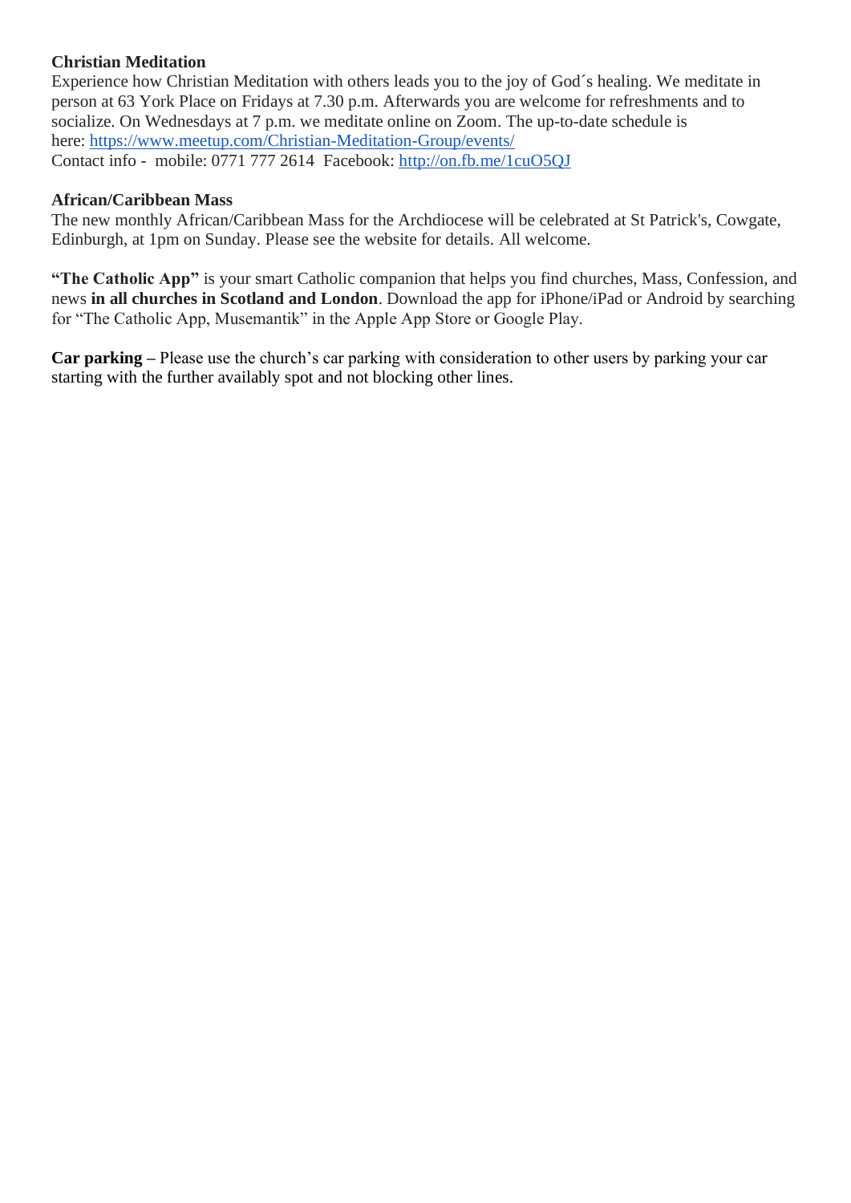**Christian Meditation**
Experience how Christian Meditation with others leads you to the joy of God´s healing. We meditate in person at 63 York Place on Fridays at 7.30 p.m. Afterwards you are welcome for refreshments and to socialize. On Wednesdays at 7 p.m. we meditate online on Zoom. The up-to-date schedule is here: https://www.meetup.com/Christian-Meditation-Group/events/
Contact info - mobile: 0771 777 2614 Facebook: http://on.fb.me/1cuO5QJ

**African/Caribbean Mass**
The new monthly African/Caribbean Mass for the Archdiocese will be celebrated at St Patrick's, Cowgate, Edinburgh, at 1pm on Sunday. Please see the website for details. All welcome.

**"The Catholic App"** is your smart Catholic companion that helps you find churches, Mass, Confession, and news **in all churches in Scotland and London**. Download the app for iPhone/iPad or Android by searching for "The Catholic App, Musemantik" in the Apple App Store or Google Play.

**Car parking –** Please use the church's car parking with consideration to other users by parking your car starting with the further availably spot and not blocking other lines.